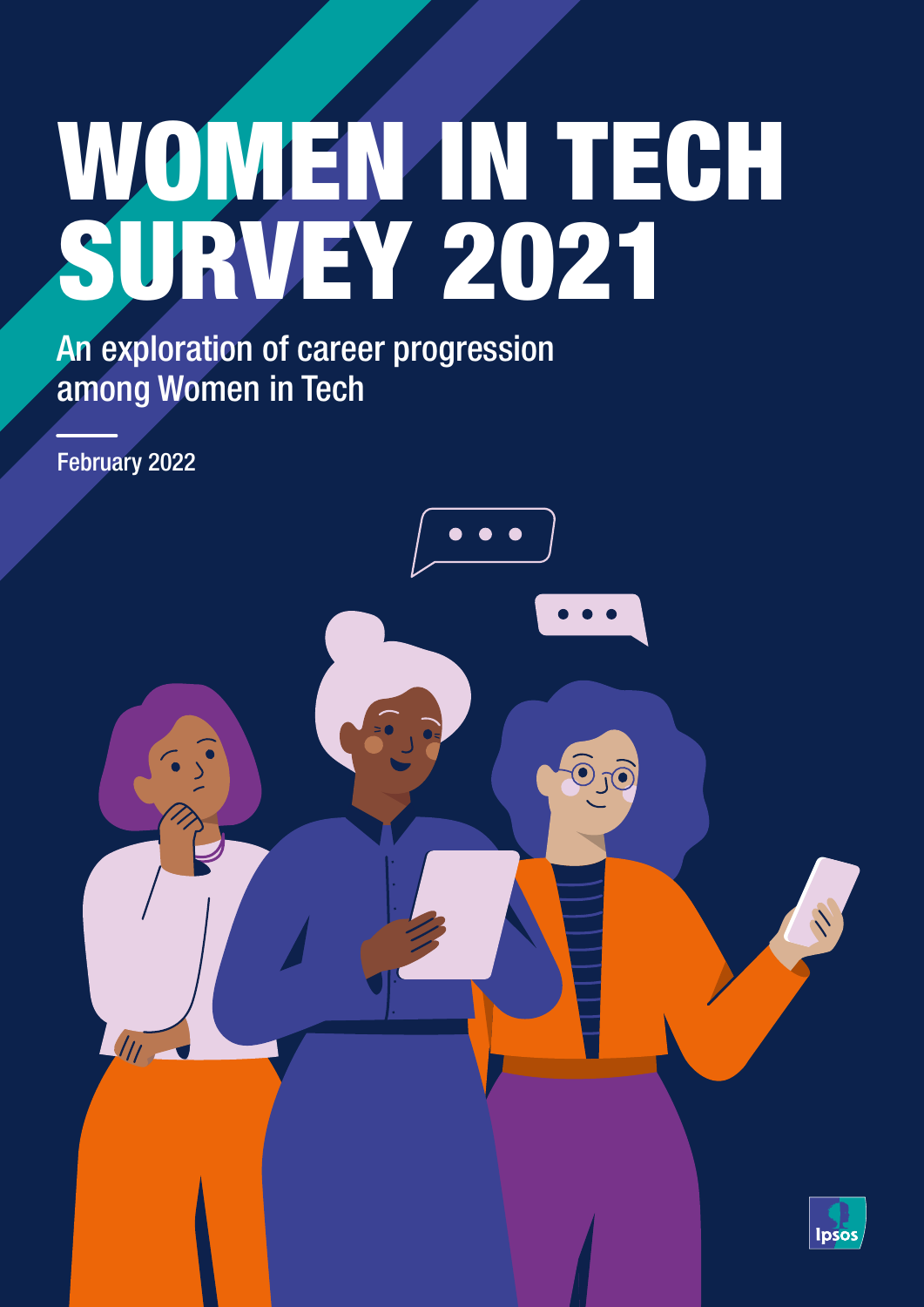# WOMEN IN TECH SURVEY 2021

An exploration of career progression among Women in Tech

February 2022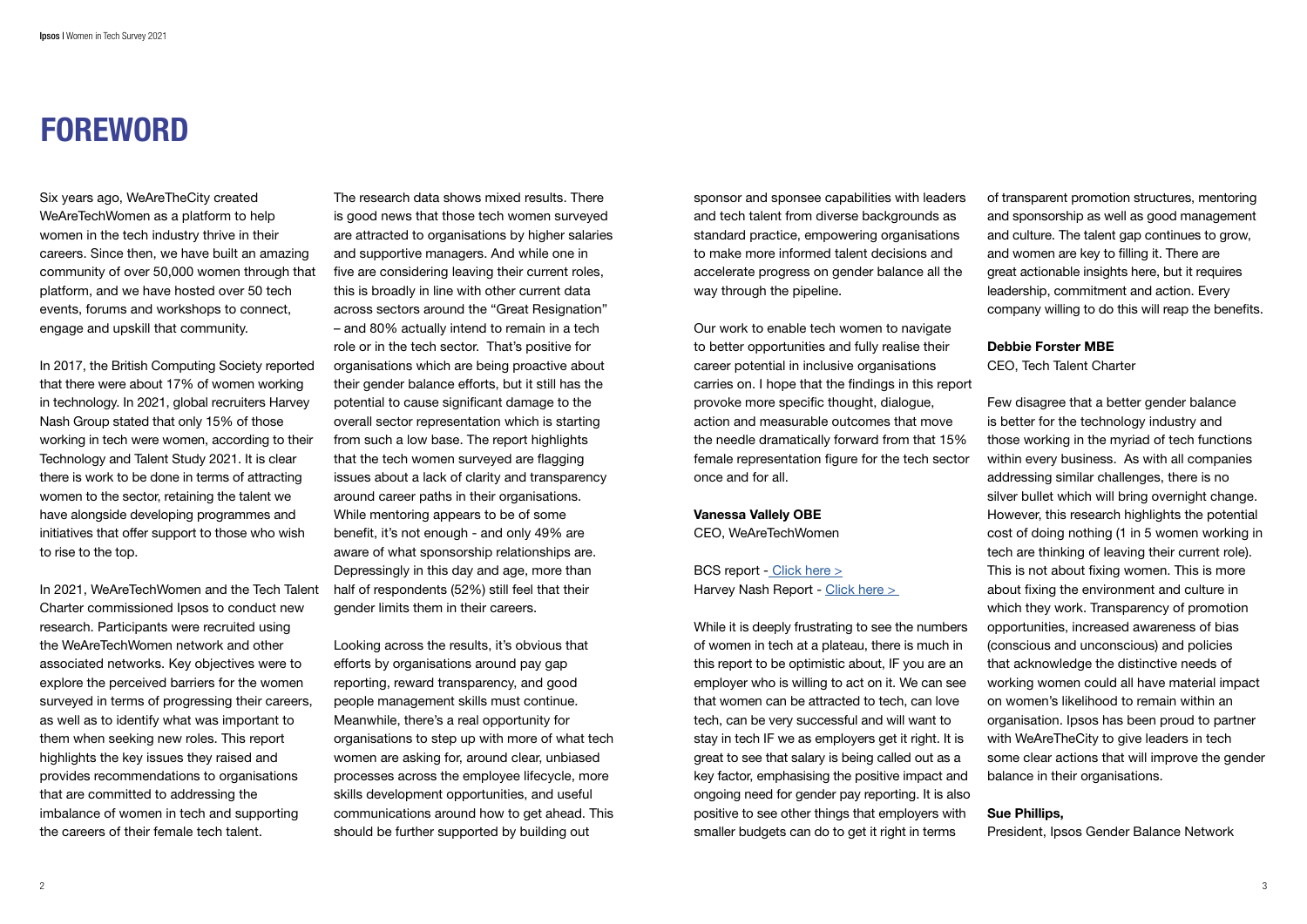# FOREWORD

Six years ago, WeAreTheCity created WeAreTechWomen as a platform to help women in the tech industry thrive in their careers. Since then, we have built an amazing community of over 50,000 women through that platform, and we have hosted over 50 tech events, forums and workshops to connect, engage and upskill that community.

In 2017, the British Computing Society reported that there were about 17% of women working in technology. In 2021, global recruiters Harvey Nash Group stated that only 15% of those working in tech were women, according to their Technology and Talent Study 2021. It is clear there is work to be done in terms of attracting women to the sector, retaining the talent we have alongside developing programmes and initiatives that offer support to those who wish to rise to the top.

In 2021, WeAreTechWomen and the Tech Talent Charter commissioned Ipsos to conduct new research. Participants were recruited using the WeAreTechWomen network and other associated networks. Key objectives were to explore the perceived barriers for the women surveyed in terms of progressing their careers, as well as to identify what was important to them when seeking new roles. This report highlights the key issues they raised and provides recommendations to organisations that are committed to addressing the imbalance of women in tech and supporting the careers of their female tech talent.

The research data shows mixed results. There is good news that those tech women surveyed are attracted to organisations by higher salaries and supportive managers. And while one in five are considering leaving their current roles, this is broadly in line with other current data across sectors around the "Great Resignation" – and 80% actually intend to remain in a tech role or in the tech sector. That's positive for organisations which are being proactive about their gender balance efforts, but it still has the potential to cause significant damage to the overall sector representation which is starting from such a low base. The report highlights that the tech women surveyed are flagging issues about a lack of clarity and transparency around career paths in their organisations. While mentoring appears to be of some benefit, it's not enough - and only 49% are aware of what sponsorship relationships are. Depressingly in this day and age, more than half of respondents (52%) still feel that their gender limits them in their careers.

Looking across the results, it's obvious that efforts by organisations around pay gap reporting, reward transparency, and good people management skills must continue. Meanwhile, there's a real opportunity for organisations to step up with more of what tech women are asking for, around clear, unbiased processes across the employee lifecycle, more skills development opportunities, and useful communications around how to get ahead. This should be further supported by building out sponsor and sponsee capabilities with leaders and tech talent from diverse backgrounds as standard practice, empowering organisations to make more informed talent decisions and accelerate progress on gender balance all the way through the pipeline.

Our work to enable tech women to navigate to better opportunities and fully realise their career potential in inclusive organisations carries on. I hope that the findings in this report provoke more specific thought, dialogue, action and measurable outcomes that move the needle dramatically forward from that 15% female representation figure for the tech sector once and for all.

**Vanessa Vallely OBE**
CEO, WeAreTechWomen

BCS report - Click here >
Harvey Nash Report - Click here >

While it is deeply frustrating to see the numbers of women in tech at a plateau, there is much in this report to be optimistic about, IF you are an employer who is willing to act on it. We can see that women can be attracted to tech, can love tech, can be very successful and will want to stay in tech IF we as employers get it right. It is great to see that salary is being called out as a key factor, emphasising the positive impact and ongoing need for gender pay reporting. It is also positive to see other things that employers with smaller budgets can do to get it right in terms of transparent promotion structures, mentoring and sponsorship as well as good management and culture. The talent gap continues to grow, and women are key to filling it. There are great actionable insights here, but it requires leadership, commitment and action. Every company willing to do this will reap the benefits.

**Debbie Forster MBE**
CEO, Tech Talent Charter

Few disagree that a better gender balance is better for the technology industry and those working in the myriad of tech functions within every business. As with all companies addressing similar challenges, there is no silver bullet which will bring overnight change. However, this research highlights the potential cost of doing nothing (1 in 5 women working in tech are thinking of leaving their current role). This is not about fixing women. This is more about fixing the environment and culture in which they work. Transparency of promotion opportunities, increased awareness of bias (conscious and unconscious) and policies that acknowledge the distinctive needs of working women could all have material impact on women's likelihood to remain within an organisation. Ipsos has been proud to partner with WeAreTheCity to give leaders in tech some clear actions that will improve the gender balance in their organisations.

**Sue Phillips,**
President, Ipsos Gender Balance Network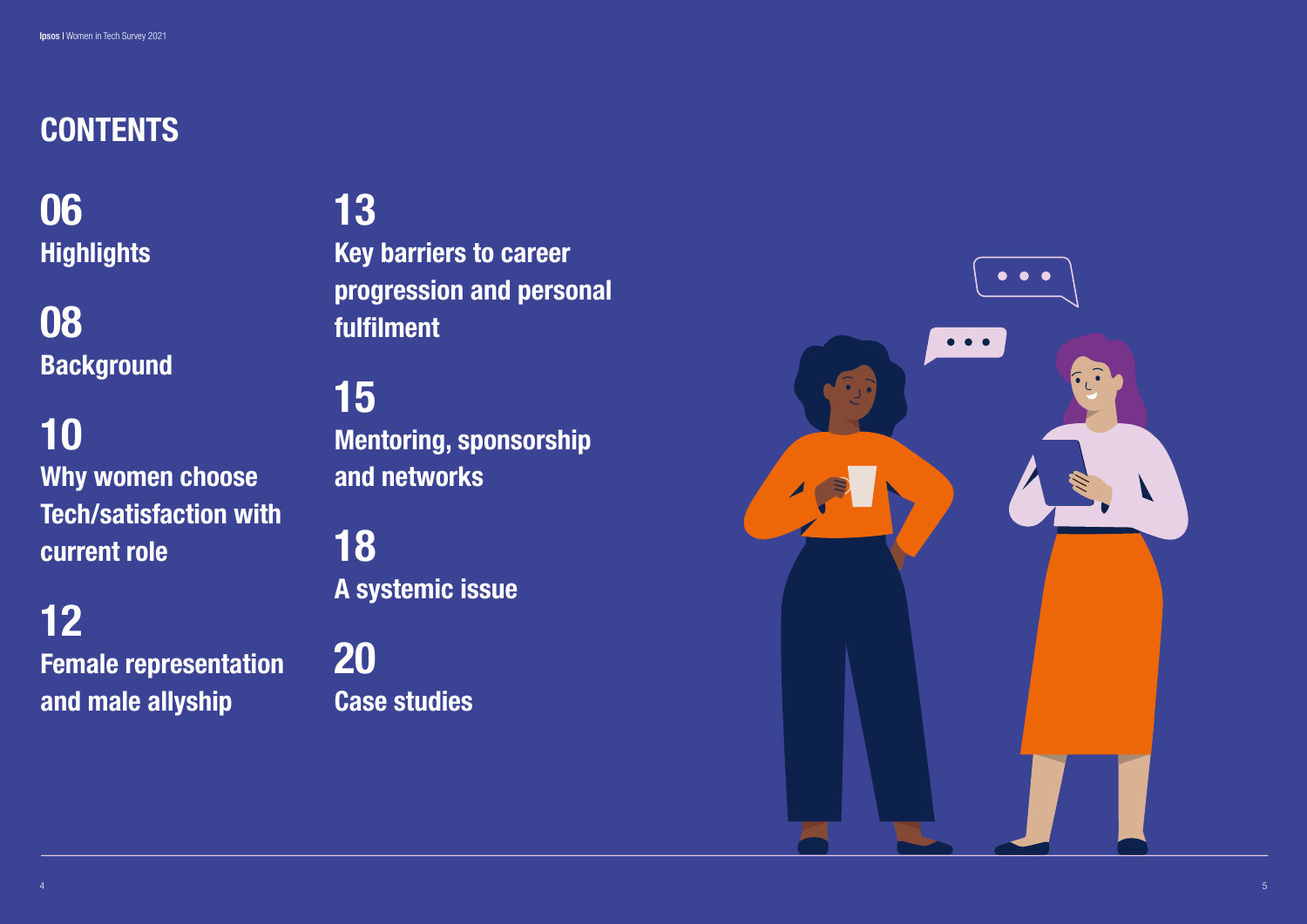# CONTENTS

**06**
**Highlights**

**08**
**Background**

**10**
**Why women choose Tech/satisfaction with current role**

**12**
**Female representation and male allyship**

**13**
**Key barriers to career progression and personal fulfilment**

**15**
**Mentoring, sponsorship and networks**

**18**
**A systemic issue**

**20**
**Case studies**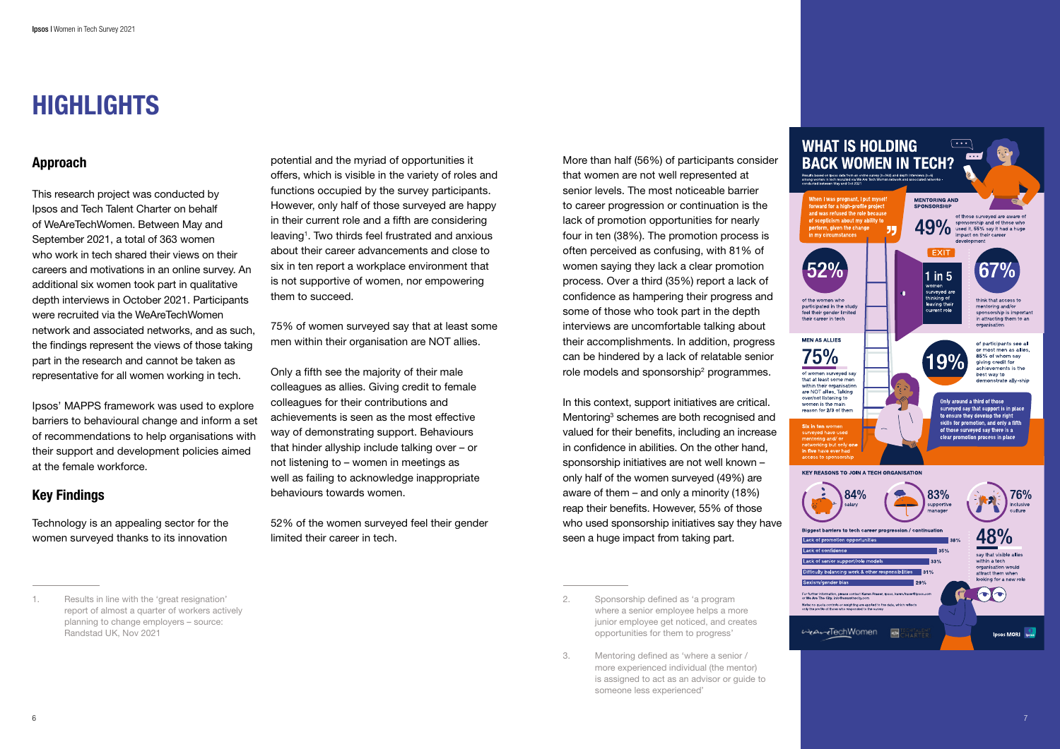# HIGHLIGHTS

## Approach

This research project was conducted by Ipsos and Tech Talent Charter on behalf of WeAreTechWomen. Between May and September 2021, a total of 363 women who work in tech shared their views on their careers and motivations in an online survey. An additional six women took part in qualitative depth interviews in October 2021. Participants were recruited via the WeAreTechWomen network and associated networks, and as such, the findings represent the views of those taking part in the research and cannot be taken as representative for all women working in tech.

Ipsos' MAPPS framework was used to explore barriers to behavioural change and inform a set of recommendations to help organisations with their support and development policies aimed at the female workforce.

## Key Findings

Technology is an appealing sector for the women surveyed thanks to its innovation potential and the myriad of opportunities it offers, which is visible in the variety of roles and functions occupied by the survey participants. However, only half of those surveyed are happy in their current role and a fifth are considering leaving[1]. Two thirds feel frustrated and anxious about their career advancements and close to six in ten report a workplace environment that is not supportive of women, nor empowering them to succeed.

75% of women surveyed say that at least some men within their organisation are NOT allies.

Only a fifth see the majority of their male colleagues as allies. Giving credit to female colleagues for their contributions and achievements is seen as the most effective way of demonstrating support. Behaviours that hinder allyship include talking over – or not listening to – women in meetings as well as failing to acknowledge inappropriate behaviours towards women.

52% of the women surveyed feel their gender limited their career in tech.

More than half (56%) of participants consider that women are not well represented at senior levels. The most noticeable barrier to career progression or continuation is the lack of promotion opportunities for nearly four in ten (38%). The promotion process is often perceived as confusing, with 81% of women saying they lack a clear promotion process. Over a third (35%) report a lack of confidence as hampering their progress and some of those who took part in the depth interviews are uncomfortable talking about their accomplishments. In addition, progress can be hindered by a lack of relatable senior role models and sponsorship[2] programmes.

In this context, support initiatives are critical. Mentoring[3] schemes are both recognised and valued for their benefits, including an increase in confidence in abilities. On the other hand, sponsorship initiatives are not well known – only half of the women surveyed (49%) are aware of them – and only a minority (18%) reap their benefits. However, 55% of those who used sponsorship initiatives say they have seen a huge impact from taking part.

1. Results in line with the 'great resignation' report of almost a quarter of workers actively planning to change employers – source: Randstad UK, Nov 2021

2. Sponsorship defined as 'a program where a senior employee helps a more junior employee get noticed, and creates opportunities for them to progress'

3. Mentoring defined as 'where a senior / more experienced individual (the mentor) is assigned to act as an advisor or guide to someone less experienced'

## WHAT IS HOLDING BACK WOMEN IN TECH?

Results based on Ipsos data from an online survey (n=363) and depth interviews (n=6) among women in tech recruited via We Are Tech Women network and associated networks - conducted between May and Oct 2021

"When I was pregnant, I put myself forward for a high-profile project and was refused the role because of scepticism about my ability to perform, given the change in my circumstances"

**MENTORING AND SPONSORSHIP**

**49%** of those surveyed are aware of sponsorship and of those who used it, 55% say it had a huge impact on their career development

**52%** of the women who participated in the study feel their gender limited their career in tech

**1 in 5** women surveyed are thinking of leaving their current role

**67%** think that access to mentoring and/or sponsorship is important in attracting them to an organisation

**MEN AS ALLIES**

**75%** of women surveyed say that at least some men within their organisation are NOT allies. Talking over/not listening to women is the main reason for 2/3 of them

**19%** of participants see all or most men as allies, 85% of whom say giving credit for achievements is the best way to demonstrate ally-ship

Six in ten women surveyed have used mentoring and/ or networking but only one in five have ever had access to sponsorship

Only around a third of those surveyed say that support is in place to ensure they develop the right skills for promotion, and only a fifth of those surveyed say there is a clear promotion process in place

**KEY REASONS TO JOIN A TECH ORGANISATION**

- **84%** salary
- **83%** supportive manager
- **76%** inclusive culture

**Biggest barriers to tech career progression / continuation**

| Barrier | % |
| --- | --- |
| Lack of promotion opportunities | 38% |
| Lack of confidence | 35% |
| Lack of senior support/role models | 33% |
| Difficulty balancing work & other responsibilities | 31% |
| Sexism/gender bias | 29% |

**48%** say that visible allies within a tech organisation would attract them when looking for a new role

For further information, please contact Karen Fraser, Ipsos, Karen.fraser@ipsos.com or We Are The City, info@wearethecity.com

Note: no quota controls or weighting are applied to the data, which reflects only the profile of those who responded to the survey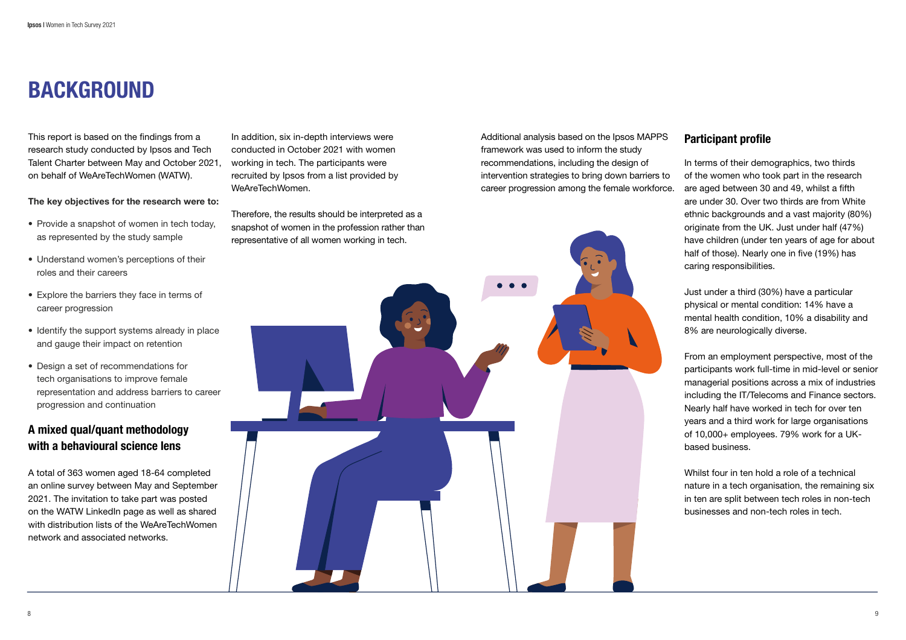# BACKGROUND

This report is based on the findings from a research study conducted by Ipsos and Tech Talent Charter between May and October 2021, on behalf of WeAreTechWomen (WATW).

**The key objectives for the research were to:**

- Provide a snapshot of women in tech today, as represented by the study sample
- Understand women's perceptions of their roles and their careers
- Explore the barriers they face in terms of career progression
- Identify the support systems already in place and gauge their impact on retention
- Design a set of recommendations for tech organisations to improve female representation and address barriers to career progression and continuation

## A mixed qual/quant methodology with a behavioural science lens

A total of 363 women aged 18-64 completed an online survey between May and September 2021. The invitation to take part was posted on the WATW LinkedIn page as well as shared with distribution lists of the WeAreTechWomen network and associated networks.

In addition, six in-depth interviews were conducted in October 2021 with women working in tech. The participants were recruited by Ipsos from a list provided by WeAreTechWomen.

Therefore, the results should be interpreted as a snapshot of women in the profession rather than representative of all women working in tech.

Additional analysis based on the Ipsos MAPPS framework was used to inform the study recommendations, including the design of intervention strategies to bring down barriers to career progression among the female workforce.

## Participant profile

In terms of their demographics, two thirds of the women who took part in the research are aged between 30 and 49, whilst a fifth are under 30. Over two thirds are from White ethnic backgrounds and a vast majority (80%) originate from the UK. Just under half (47%) have children (under ten years of age for about half of those). Nearly one in five (19%) has caring responsibilities.

Just under a third (30%) have a particular physical or mental condition: 14% have a mental health condition, 10% a disability and 8% are neurologically diverse.

From an employment perspective, most of the participants work full-time in mid-level or senior managerial positions across a mix of industries including the IT/Telecoms and Finance sectors. Nearly half have worked in tech for over ten years and a third work for large organisations of 10,000+ employees. 79% work for a UK-based business.

Whilst four in ten hold a role of a technical nature in a tech organisation, the remaining six in ten are split between tech roles in non-tech businesses and non-tech roles in tech.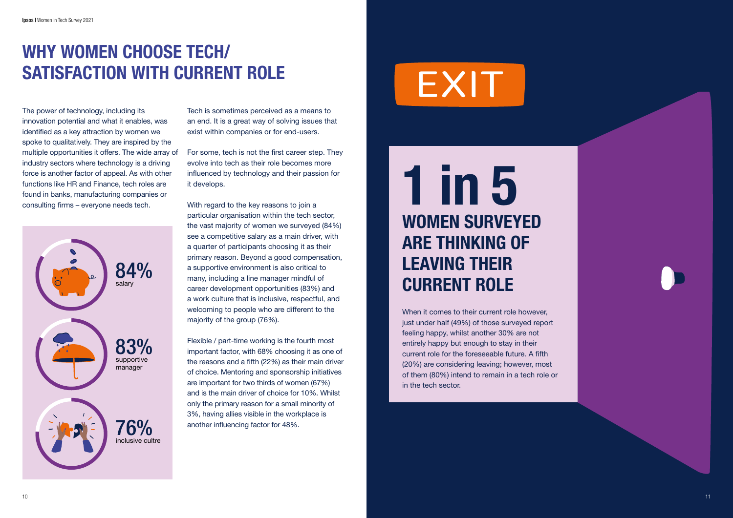# WHY WOMEN CHOOSE TECH/ SATISFACTION WITH CURRENT ROLE

The power of technology, including its innovation potential and what it enables, was identified as a key attraction by women we spoke to qualitatively. They are inspired by the multiple opportunities it offers. The wide array of industry sectors where technology is a driving force is another factor of appeal. As with other functions like HR and Finance, tech roles are found in banks, manufacturing companies or consulting firms – everyone needs tech.

84%
salary

83%
supportive manager

76%
inclusive cultre

Tech is sometimes perceived as a means to an end. It is a great way of solving issues that exist within companies or for end-users.

For some, tech is not the first career step. They evolve into tech as their role becomes more influenced by technology and their passion for it develops.

With regard to the key reasons to join a particular organisation within the tech sector, the vast majority of women we surveyed (84%) see a competitive salary as a main driver, with a quarter of participants choosing it as their primary reason. Beyond a good compensation, a supportive environment is also critical to many, including a line manager mindful of career development opportunities (83%) and a work culture that is inclusive, respectful, and welcoming to people who are different to the majority of the group (76%).

Flexible / part-time working is the fourth most important factor, with 68% choosing it as one of the reasons and a fifth (22%) as their main driver of choice. Mentoring and sponsorship initiatives are important for two thirds of women (67%) and is the main driver of choice for 10%. Whilst only the primary reason for a small minority of 3%, having allies visible in the workplace is another influencing factor for 48%.

EXIT

## 1 in 5 WOMEN SURVEYED ARE THINKING OF LEAVING THEIR CURRENT ROLE

When it comes to their current role however, just under half (49%) of those surveyed report feeling happy, whilst another 30% are not entirely happy but enough to stay in their current role for the foreseeable future. A fifth (20%) are considering leaving; however, most of them (80%) intend to remain in a tech role or in the tech sector.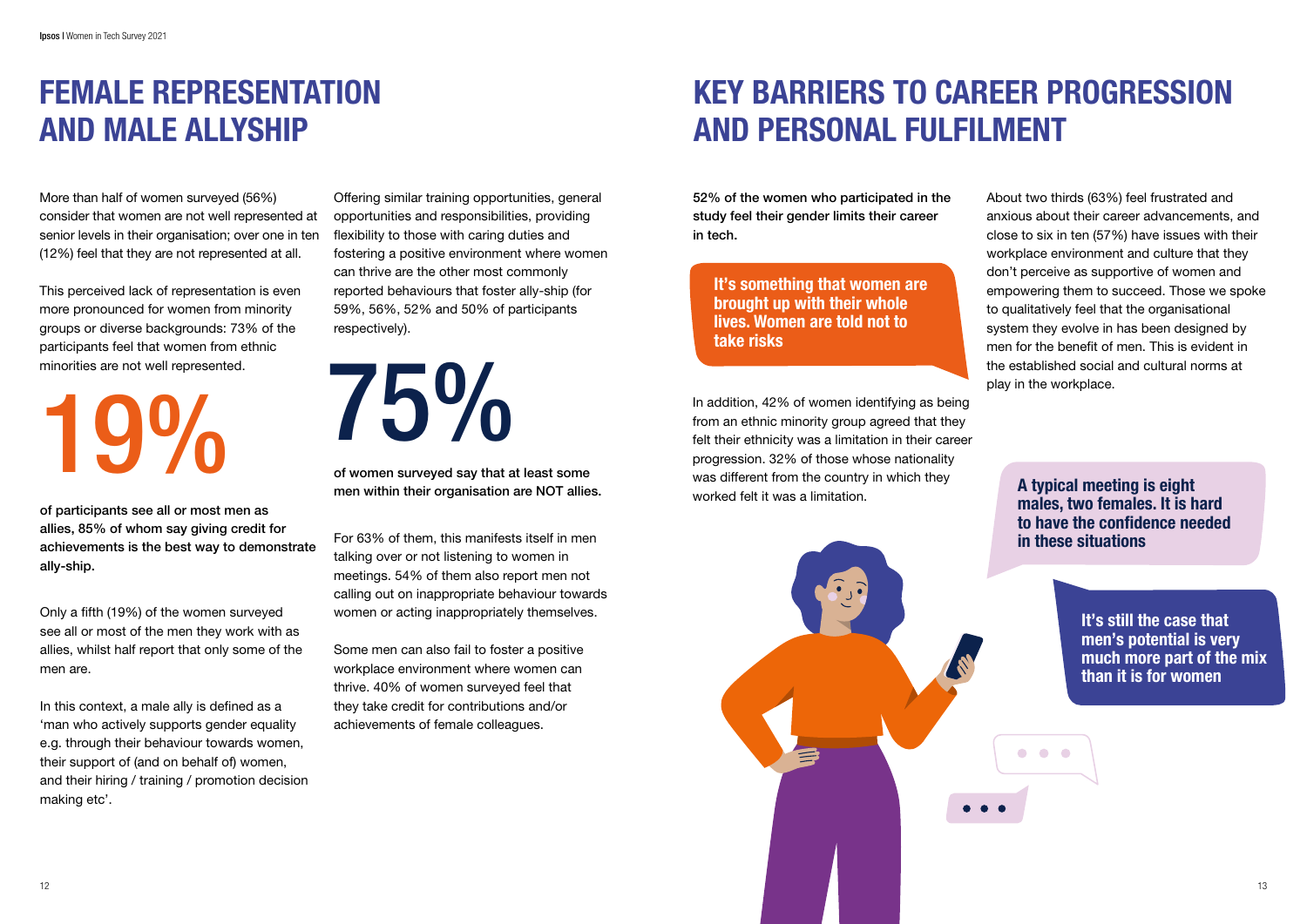# FEMALE REPRESENTATION AND MALE ALLYSHIP

More than half of women surveyed (56%) consider that women are not well represented at senior levels in their organisation; over one in ten (12%) feel that they are not represented at all.

This perceived lack of representation is even more pronounced for women from minority groups or diverse backgrounds: 73% of the participants feel that women from ethnic minorities are not well represented.

# 19%

**of participants see all or most men as allies, 85% of whom say giving credit for achievements is the best way to demonstrate ally-ship.**

Only a fifth (19%) of the women surveyed see all or most of the men they work with as allies, whilst half report that only some of the men are.

In this context, a male ally is defined as a 'man who actively supports gender equality e.g. through their behaviour towards women, their support of (and on behalf of) women, and their hiring / training / promotion decision making etc'.

Offering similar training opportunities, general opportunities and responsibilities, providing flexibility to those with caring duties and fostering a positive environment where women can thrive are the other most commonly reported behaviours that foster ally-ship (for 59%, 56%, 52% and 50% of participants respectively).

# 75%

**of women surveyed say that at least some men within their organisation are NOT allies.**

For 63% of them, this manifests itself in men talking over or not listening to women in meetings. 54% of them also report men not calling out on inappropriate behaviour towards women or acting inappropriately themselves.

Some men can also fail to foster a positive workplace environment where women can thrive. 40% of women surveyed feel that they take credit for contributions and/or achievements of female colleagues.

# KEY BARRIERS TO CAREER PROGRESSION AND PERSONAL FULFILMENT

**52% of the women who participated in the study feel their gender limits their career in tech.**

**It's something that women are brought up with their whole lives. Women are told not to take risks**

In addition, 42% of women identifying as being from an ethnic minority group agreed that they felt their ethnicity was a limitation in their career progression. 32% of those whose nationality was different from the country in which they worked felt it was a limitation.

About two thirds (63%) feel frustrated and anxious about their career advancements, and close to six in ten (57%) have issues with their workplace environment and culture that they don't perceive as supportive of women and empowering them to succeed. Those we spoke to qualitatively feel that the organisational system they evolve in has been designed by men for the benefit of men. This is evident in the established social and cultural norms at play in the workplace.

**A typical meeting is eight males, two females. It is hard to have the confidence needed in these situations**

**It's still the case that men's potential is very much more part of the mix than it is for women**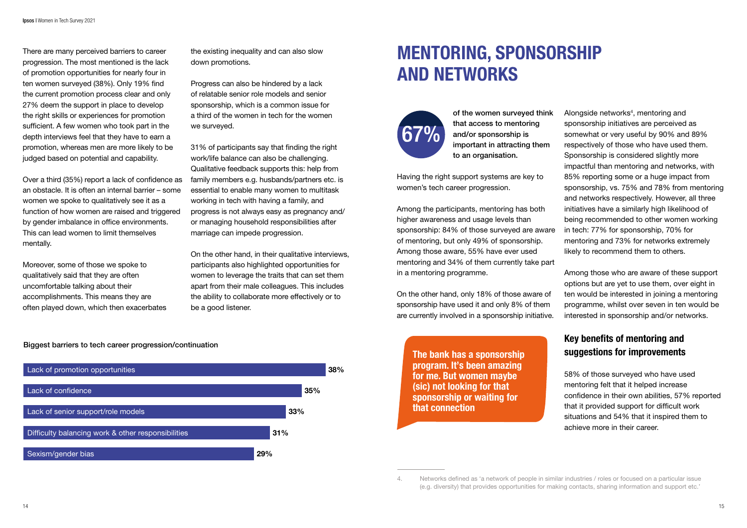There are many perceived barriers to career progression. The most mentioned is the lack of promotion opportunities for nearly four in ten women surveyed (38%). Only 19% find the current promotion process clear and only 27% deem the support in place to develop the right skills or experiences for promotion sufficient. A few women who took part in the depth interviews feel that they have to earn a promotion, whereas men are more likely to be judged based on potential and capability.

Over a third (35%) report a lack of confidence as an obstacle. It is often an internal barrier – some women we spoke to qualitatively see it as a function of how women are raised and triggered by gender imbalance in office environments. This can lead women to limit themselves mentally.

Moreover, some of those we spoke to qualitatively said that they are often uncomfortable talking about their accomplishments. This means they are often played down, which then exacerbates the existing inequality and can also slow down promotions.

Progress can also be hindered by a lack of relatable senior role models and senior sponsorship, which is a common issue for a third of the women in tech for the women we surveyed.

31% of participants say that finding the right work/life balance can also be challenging. Qualitative feedback supports this: help from family members e.g. husbands/partners etc. is essential to enable many women to multitask working in tech with having a family, and progress is not always easy as pregnancy and/or managing household responsibilities after marriage can impede progression.

On the other hand, in their qualitative interviews, participants also highlighted opportunities for women to leverage the traits that can set them apart from their male colleagues. This includes the ability to collaborate more effectively or to be a good listener.

**Biggest barriers to tech career progression/continuation**

| Barrier | % |
| --- | --- |
| Lack of promotion opportunities | 38% |
| Lack of confidence | 35% |
| Lack of senior support/role models | 33% |
| Difficulty balancing work & other responsibilities | 31% |
| Sexism/gender bias | 29% |

# MENTORING, SPONSORSHIP AND NETWORKS

**67%** **of the women surveyed think that access to mentoring and/or sponsorship is important in attracting them to an organisation.**

Having the right support systems are key to women's tech career progression.

Among the participants, mentoring has both higher awareness and usage levels than sponsorship: 84% of those surveyed are aware of mentoring, but only 49% of sponsorship. Among those aware, 55% have ever used mentoring and 34% of them currently take part in a mentoring programme.

On the other hand, only 18% of those aware of sponsorship have used it and only 8% of them are currently involved in a sponsorship initiative.

> **The bank has a sponsorship program. It's been amazing for me. But women maybe (sic) not looking for that sponsorship or waiting for that connection**

Alongside networks[4], mentoring and sponsorship initiatives are perceived as somewhat or very useful by 90% and 89% respectively of those who have used them. Sponsorship is considered slightly more impactful than mentoring and networks, with 85% reporting some or a huge impact from sponsorship, vs. 75% and 78% from mentoring and networks respectively. However, all three initiatives have a similarly high likelihood of being recommended to other women working in tech: 77% for sponsorship, 70% for mentoring and 73% for networks extremely likely to recommend them to others.

Among those who are aware of these support options but are yet to use them, over eight in ten would be interested in joining a mentoring programme, whilst over seven in ten would be interested in sponsorship and/or networks.

## Key benefits of mentoring and suggestions for improvements

58% of those surveyed who have used mentoring felt that it helped increase confidence in their own abilities, 57% reported that it provided support for difficult work situations and 54% that it inspired them to achieve more in their career.

4. Networks defined as 'a network of people in similar industries / roles or focused on a particular issue (e.g. diversity) that provides opportunities for making contacts, sharing information and support etc.'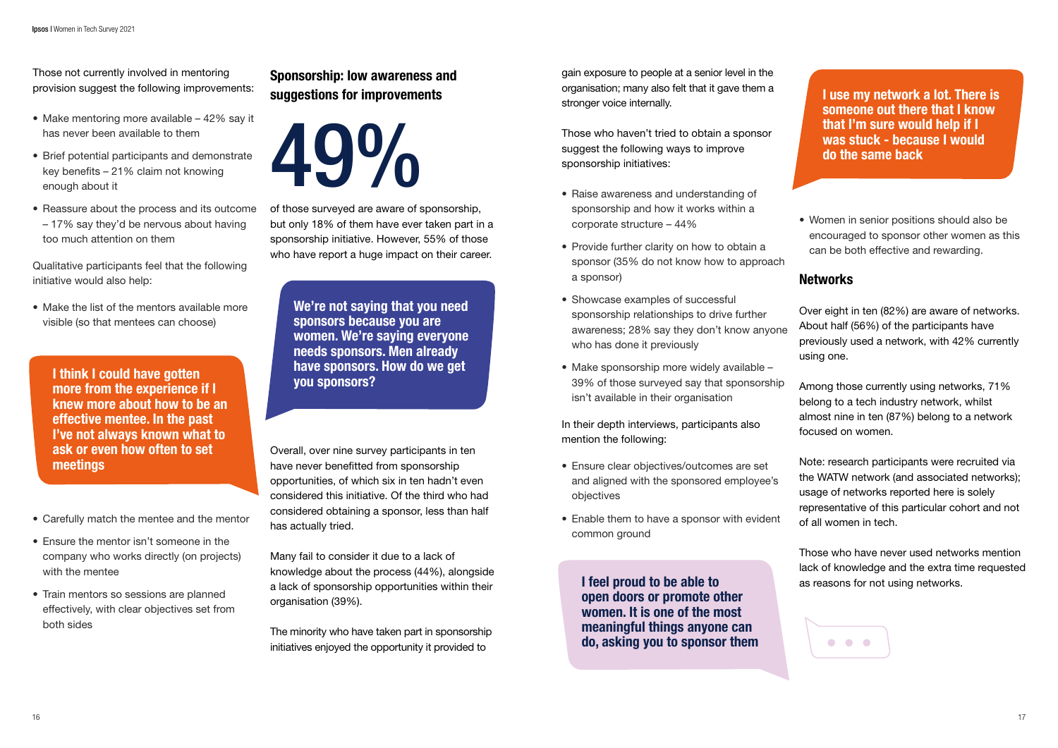Those not currently involved in mentoring provision suggest the following improvements:

- Make mentoring more available – 42% say it has never been available to them
- Brief potential participants and demonstrate key benefits – 21% claim not knowing enough about it
- Reassure about the process and its outcome – 17% say they'd be nervous about having too much attention on them

Qualitative participants feel that the following initiative would also help:

- Make the list of the mentors available more visible (so that mentees can choose)

**I think I could have gotten more from the experience if I knew more about how to be an effective mentee. In the past I've not always known what to ask or even how often to set meetings**

- Carefully match the mentee and the mentor
- Ensure the mentor isn't someone in the company who works directly (on projects) with the mentee
- Train mentors so sessions are planned effectively, with clear objectives set from both sides

## Sponsorship: low awareness and suggestions for improvements

**49%**

of those surveyed are aware of sponsorship, but only 18% of them have ever taken part in a sponsorship initiative. However, 55% of those who have report a huge impact on their career.

**We're not saying that you need sponsors because you are women. We're saying everyone needs sponsors. Men already have sponsors. How do we get you sponsors?**

Overall, over nine survey participants in ten have never benefitted from sponsorship opportunities, of which six in ten hadn't even considered this initiative. Of the third who had considered obtaining a sponsor, less than half has actually tried.

Many fail to consider it due to a lack of knowledge about the process (44%), alongside a lack of sponsorship opportunities within their organisation (39%).

The minority who have taken part in sponsorship initiatives enjoyed the opportunity it provided to gain exposure to people at a senior level in the organisation; many also felt that it gave them a stronger voice internally.

Those who haven't tried to obtain a sponsor suggest the following ways to improve sponsorship initiatives:

- Raise awareness and understanding of sponsorship and how it works within a corporate structure – 44%
- Provide further clarity on how to obtain a sponsor (35% do not know how to approach a sponsor)
- Showcase examples of successful sponsorship relationships to drive further awareness; 28% say they don't know anyone who has done it previously
- Make sponsorship more widely available – 39% of those surveyed say that sponsorship isn't available in their organisation

In their depth interviews, participants also mention the following:

- Ensure clear objectives/outcomes are set and aligned with the sponsored employee's objectives
- Enable them to have a sponsor with evident common ground

**I feel proud to be able to open doors or promote other women. It is one of the most meaningful things anyone can do, asking you to sponsor them**

**I use my network a lot. There is someone out there that I know that I'm sure would help if I was stuck - because I would do the same back**

- Women in senior positions should also be encouraged to sponsor other women as this can be both effective and rewarding.

## Networks

Over eight in ten (82%) are aware of networks. About half (56%) of the participants have previously used a network, with 42% currently using one.

Among those currently using networks, 71% belong to a tech industry network, whilst almost nine in ten (87%) belong to a network focused on women.

Note: research participants were recruited via the WATW network (and associated networks); usage of networks reported here is solely representative of this particular cohort and not of all women in tech.

Those who have never used networks mention lack of knowledge and the extra time requested as reasons for not using networks.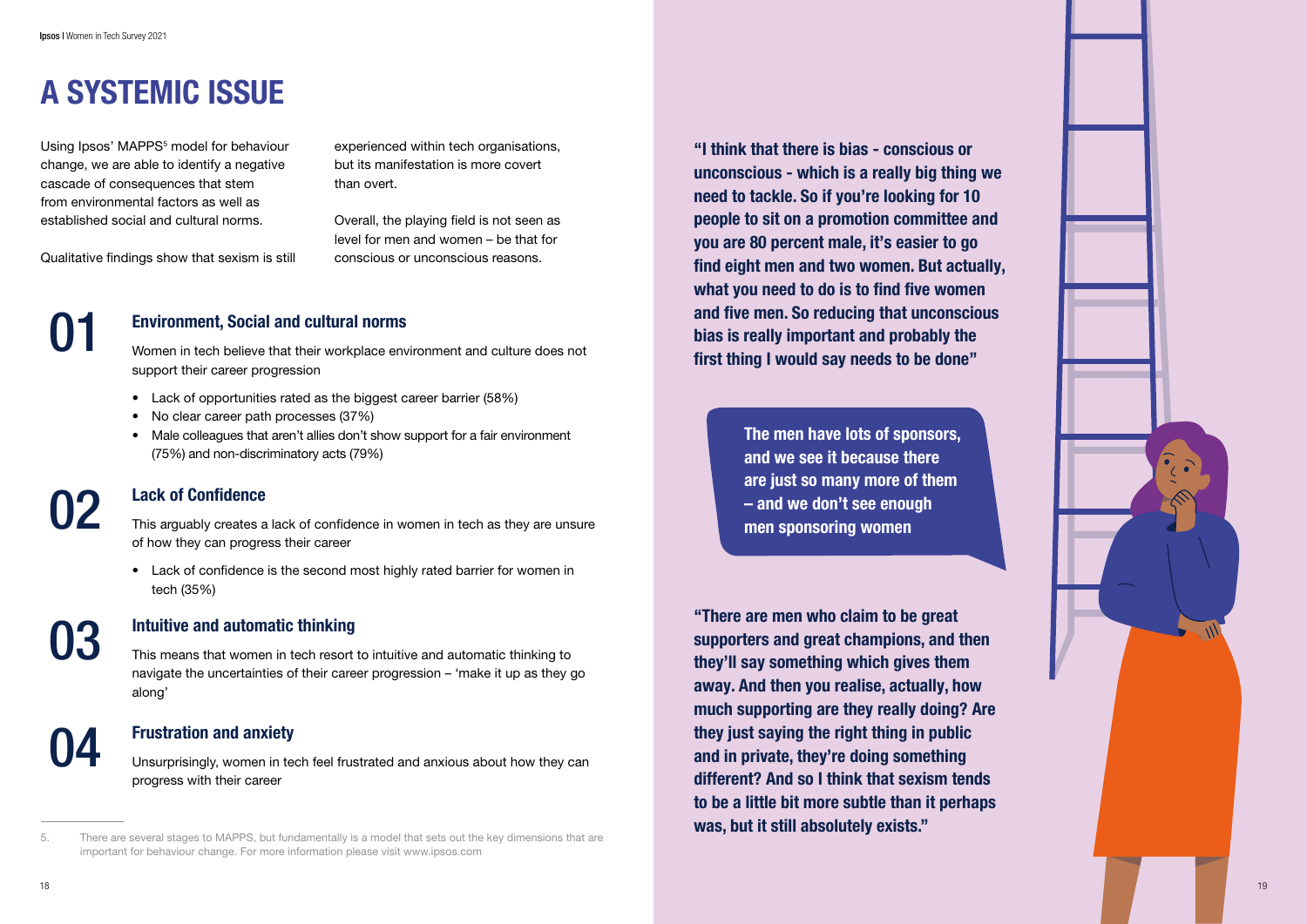# A SYSTEMIC ISSUE

Using Ipsos' MAPPS[5] model for behaviour change, we are able to identify a negative cascade of consequences that stem from environmental factors as well as established social and cultural norms.

Qualitative findings show that sexism is still experienced within tech organisations, but its manifestation is more covert than overt.

Overall, the playing field is not seen as level for men and women – be that for conscious or unconscious reasons.

## 01 Environment, Social and cultural norms

Women in tech believe that their workplace environment and culture does not support their career progression

- Lack of opportunities rated as the biggest career barrier (58%)
- No clear career path processes (37%)
- Male colleagues that aren't allies don't show support for a fair environment (75%) and non-discriminatory acts (79%)

## 02 Lack of Confidence

This arguably creates a lack of confidence in women in tech as they are unsure of how they can progress their career

- Lack of confidence is the second most highly rated barrier for women in tech (35%)

## 03 Intuitive and automatic thinking

This means that women in tech resort to intuitive and automatic thinking to navigate the uncertainties of their career progression – 'make it up as they go along'

## 04 Frustration and anxiety

Unsurprisingly, women in tech feel frustrated and anxious about how they can progress with their career

**"I think that there is bias - conscious or unconscious - which is a really big thing we need to tackle. So if you're looking for 10 people to sit on a promotion committee and you are 80 percent male, it's easier to go find eight men and two women. But actually, what you need to do is find five women and five men. So reducing that unconscious bias is really important and probably the first thing I would say needs to be done"**

**The men have lots of sponsors, and we see it because there are just so many more of them – and we don't see enough men sponsoring women**

**"There are men who claim to be great supporters and great champions, and then they'll say something which gives them away. And then you realise, actually, how much supporting are they really doing? Are they just saying the right thing in public and in private, they're doing something different? And so I think that sexism tends to be a little bit more subtle than it perhaps was, but it still absolutely exists."**

5. There are several stages to MAPPS, but fundamentally is a model that sets out the key dimensions that are important for behaviour change. For more information please visit www.ipsos.com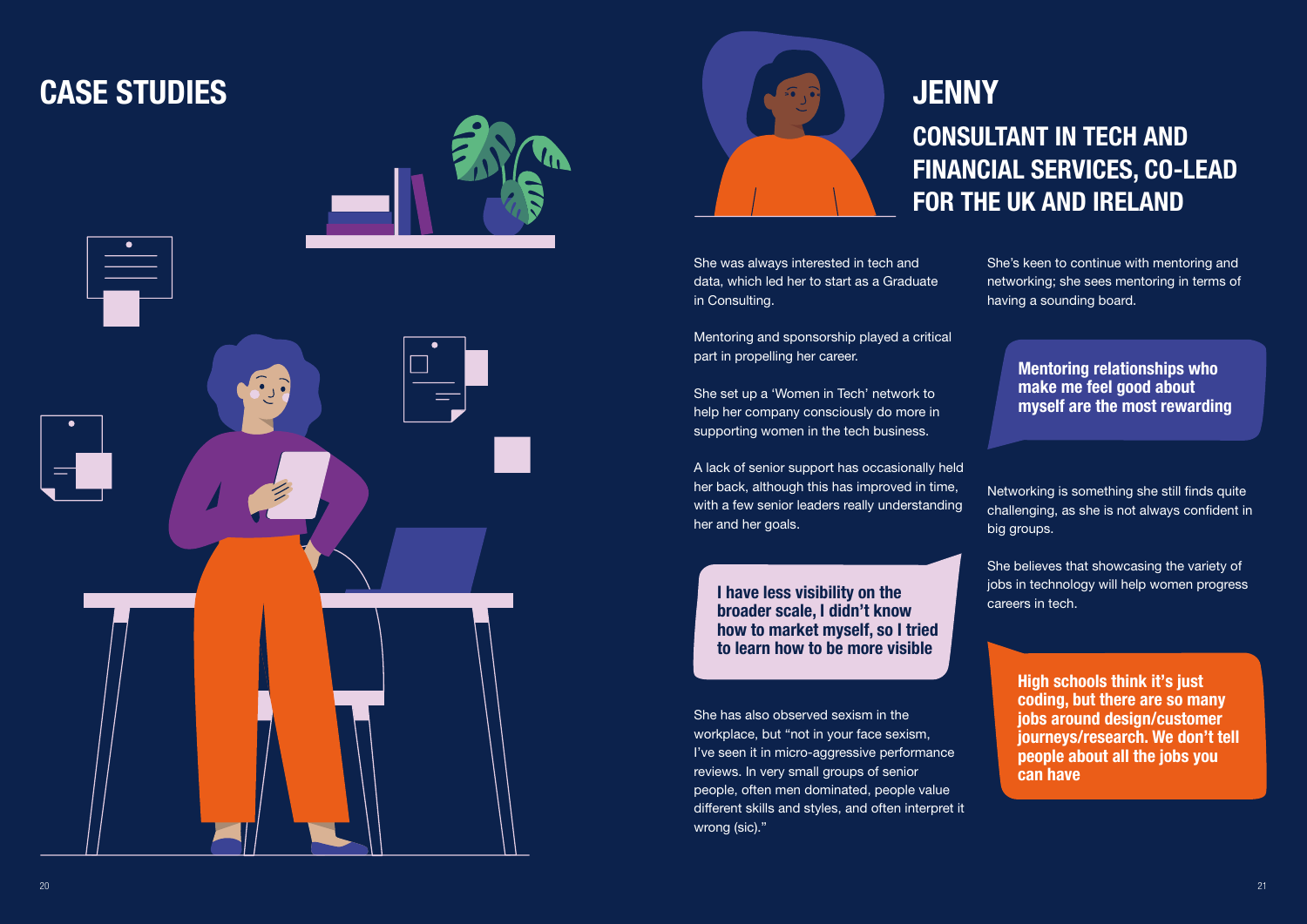# CASE STUDIES

## JENNY

### CONSULTANT IN TECH AND FINANCIAL SERVICES, CO-LEAD FOR THE UK AND IRELAND

She was always interested in tech and data, which led her to start as a Graduate in Consulting.

Mentoring and sponsorship played a critical part in propelling her career.

She set up a 'Women in Tech' network to help her company consciously do more in supporting women in the tech business.

A lack of senior support has occasionally held her back, although this has improved in time, with a few senior leaders really understanding her and her goals.

**I have less visibility on the broader scale, I didn't know how to market myself, so I tried to learn how to be more visible**

She has also observed sexism in the workplace, but "not in your face sexism, I've seen it in micro-aggressive performance reviews. In very small groups of senior people, often men dominated, people value different skills and styles, and often interpret it wrong (sic)."

She's keen to continue with mentoring and networking; she sees mentoring in terms of having a sounding board.

**Mentoring relationships who make me feel good about myself are the most rewarding**

Networking is something she still finds quite challenging, as she is not always confident in big groups.

She believes that showcasing the variety of jobs in technology will help women progress careers in tech.

**High schools think it's just coding, but there are so many jobs around design/customer journeys/research. We don't tell people about all the jobs you can have**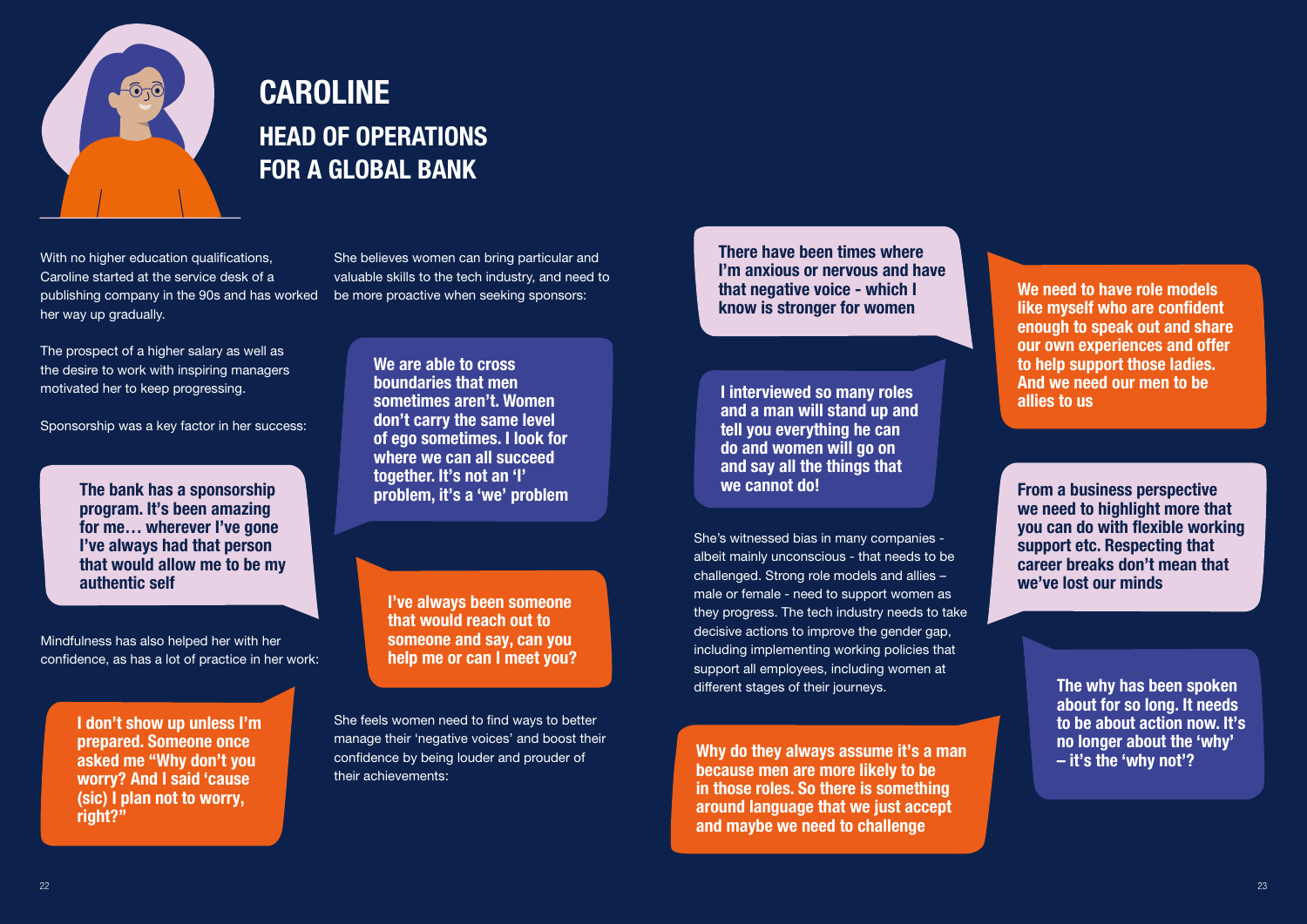# CAROLINE

## HEAD OF OPERATIONS FOR A GLOBAL BANK

With no higher education qualifications, Caroline started at the service desk of a publishing company in the 90s and has worked her way up gradually.

The prospect of a higher salary as well as the desire to work with inspiring managers motivated her to keep progressing.

Sponsorship was a key factor in her success:

**The bank has a sponsorship program. It's been amazing for me… wherever I've gone I've always had that person that would allow me to be my authentic self**

Mindfulness has also helped her with her confidence, as has a lot of practice in her work:

**I don't show up unless I'm prepared. Someone once asked me "Why don't you worry? And I said 'cause (sic) I plan not to worry, right?"**

She believes women can bring particular and valuable skills to the tech industry, and need to be more proactive when seeking sponsors:

**We are able to cross boundaries that men sometimes aren't. Women don't carry the same level of ego sometimes. I look for where we can all succeed together. It's not an 'I' problem, it's a 'we' problem**

**I've always been someone that would reach out to someone and say, can you help me or can I meet you?**

She feels women need to find ways to better manage their 'negative voices' and boost their confidence by being louder and prouder of their achievements:

**There have been times where I'm anxious or nervous and have that negative voice - which I know is stronger for women**

**I interviewed so many roles and a man will stand up and tell you everything he can do and women will go on and say all the things that we cannot do!**

She's witnessed bias in many companies - albeit mainly unconscious - that needs to be challenged. Strong role models and allies – male or female - need to support women as they progress. The tech industry needs to take decisive actions to improve the gender gap, including implementing working policies that support all employees, including women at different stages of their journeys.

**Why do they always assume it's a man because men are more likely to be in those roles. So there is something around language that we just accept and maybe we need to challenge**

**We need to have role models like myself who are confident enough to speak out and share our own experiences and offer to help support those ladies. And we need our men to be allies to us**

**From a business perspective we need to highlight more that you can do with flexible working support etc. Respecting that career breaks don't mean that we've lost our minds**

**The why has been spoken about for so long. It needs to be about action now. It's no longer about the 'why' – it's the 'why not'?**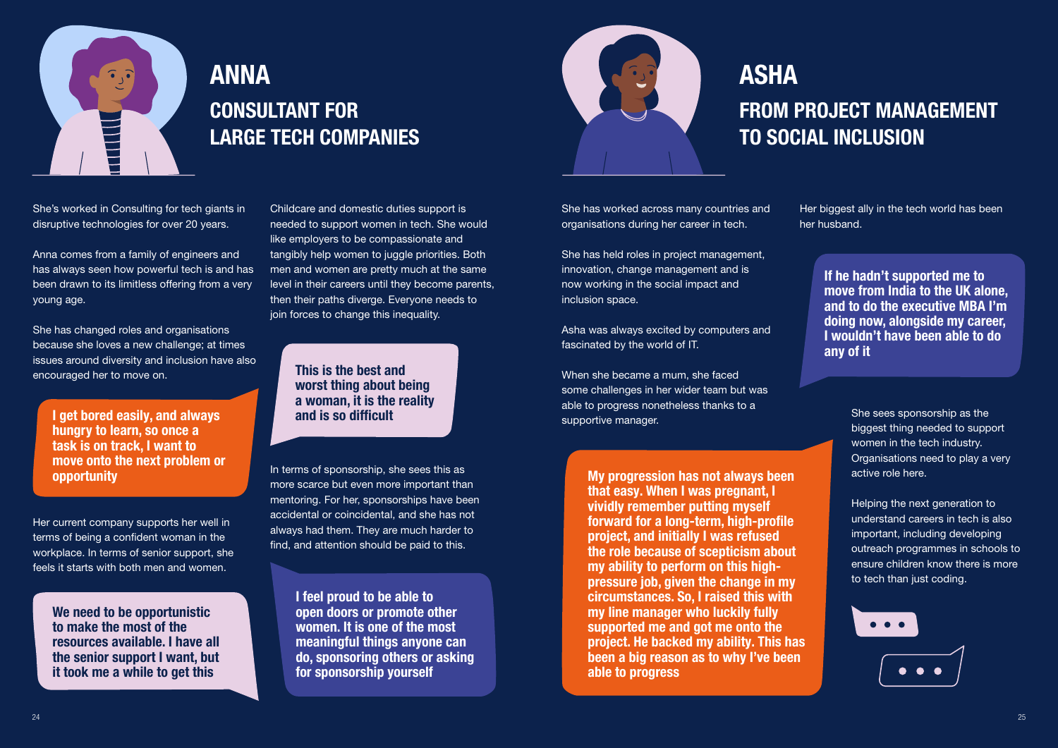# ANNA

## CONSULTANT FOR LARGE TECH COMPANIES

She's worked in Consulting for tech giants in disruptive technologies for over 20 years.

Anna comes from a family of engineers and has always seen how powerful tech is and has been drawn to its limitless offering from a very young age.

She has changed roles and organisations because she loves a new challenge; at times issues around diversity and inclusion have also encouraged her to move on.

**I get bored easily, and always hungry to learn, so once a task is on track, I want to move onto the next problem or opportunity**

Her current company supports her well in terms of being a confident woman in the workplace. In terms of senior support, she feels it starts with both men and women.

**We need to be opportunistic to make the most of the resources available. I have all the senior support I want, but it took me a while to get this**

Childcare and domestic duties support is needed to support women in tech. She would like employers to be compassionate and tangibly help women to juggle priorities. Both men and women are pretty much at the same level in their careers until they become parents, then their paths diverge. Everyone needs to join forces to change this inequality.

**This is the best and worst thing about being a woman, it is the reality and is so difficult**

In terms of sponsorship, she sees this as more scarce but even more important than mentoring. For her, sponsorships have been accidental or coincidental, and she has not always had them. They are much harder to find, and attention should be paid to this.

**I feel proud to be able to open doors or promote other women. It is one of the most meaningful things anyone can do, sponsoring others or asking for sponsorship yourself**

# ASHA

## FROM PROJECT MANAGEMENT TO SOCIAL INCLUSION

She has worked across many countries and organisations during her career in tech.

She has held roles in project management, innovation, change management and is now working in the social impact and inclusion space.

Asha was always excited by computers and fascinated by the world of IT.

When she became a mum, she faced some challenges in her wider team but was able to progress nonetheless thanks to a supportive manager.

**My progression has not always been that easy. When I was pregnant, I vividly remember putting myself forward for a long-term, high-profile project, and initially I was refused the role because of scepticism about my ability to perform on this high-pressure job, given the change in my circumstances. So, I raised this with my line manager who luckily fully supported me and got me onto the project. He backed my ability. This has been a big reason as to why I've been able to progress**

Her biggest ally in the tech world has been her husband.

**If he hadn't supported me to move from India to the UK alone, and to do the executive MBA I'm doing now, alongside my career, I wouldn't have been able to do any of it**

She sees sponsorship as the biggest thing needed to support women in the tech industry. Organisations need to play a very active role here.

Helping the next generation to understand careers in tech is also important, including developing outreach programmes in schools to ensure children know there is more to tech than just coding.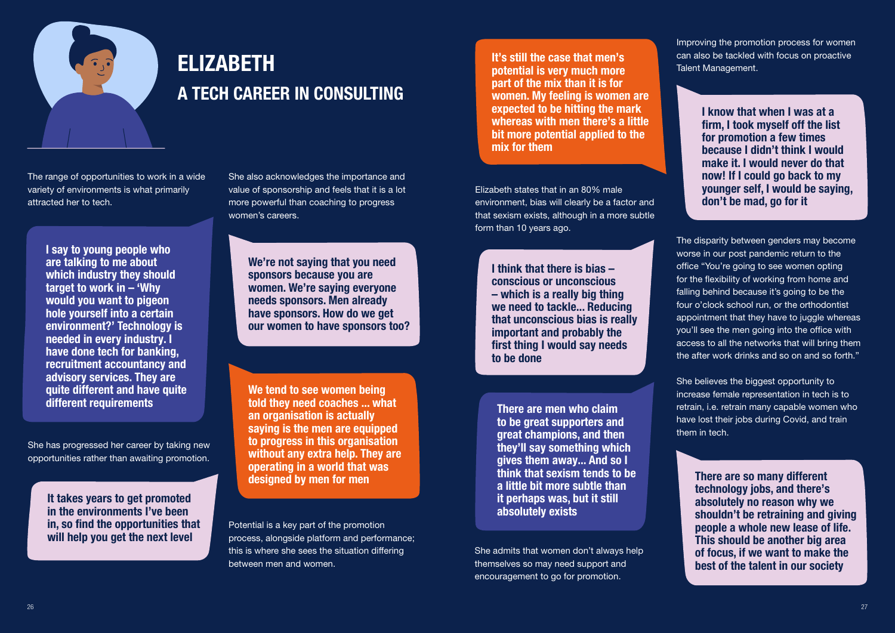# ELIZABETH

## A TECH CAREER IN CONSULTING

The range of opportunities to work in a wide variety of environments is what primarily attracted her to tech.

> **I say to young people who are talking to me about which industry they should target to work in – 'Why would you want to pigeon hole yourself into a certain environment?' Technology is needed in every industry. I have done tech for banking, recruitment accountancy and advisory services. They are quite different and have quite different requirements**

She has progressed her career by taking new opportunities rather than awaiting promotion.

> **It takes years to get promoted in the environments I've been in, so find the opportunities that will help you get the next level**

She also acknowledges the importance and value of sponsorship and feels that it is a lot more powerful than coaching to progress women's careers.

> **We're not saying that you need sponsors because you are women. We're saying everyone needs sponsors. Men already have sponsors. How do we get our women to have sponsors too?**

> **We tend to see women being told they need coaches ... what an organisation is actually saying is the men are equipped to progress in this organisation without any extra help. They are operating in a world that was designed by men for men**

Potential is a key part of the promotion process, alongside platform and performance; this is where she sees the situation differing between men and women.

> **It's still the case that men's potential is very much more part of the mix than it is for women. My feeling is women are expected to be hitting the mark whereas with men there's a little bit more potential applied to the mix for them**

Elizabeth states that in an 80% male environment, bias will clearly be a factor and that sexism exists, although in a more subtle form than 10 years ago.

> **I think that there is bias – conscious or unconscious – which is a really big thing we need to tackle... Reducing that unconscious bias is really important and probably the first thing I would say needs to be done**

> **There are men who claim to be great supporters and great champions, and then they'll say something which gives them away... And so I think that sexism tends to be a little bit more subtle than it perhaps was, but it still absolutely exists**

She admits that women don't always help themselves so may need support and encouragement to go for promotion.

Improving the promotion process for women can also be tackled with focus on proactive Talent Management.

> **I know that when I was at a firm, I took myself off the list for promotion a few times because I didn't think I would make it. I would never do that now! If I could go back to my younger self, I would be saying, don't be mad, go for it**

The disparity between genders may become worse in our post pandemic return to the office "You're going to see women opting for the flexibility of working from home and falling behind because it's going to be the four o'clock school run, or the orthodontist appointment that they have to juggle whereas you'll see the men going into the office with access to all the networks that will bring them the after work drinks and so on and so forth."

She believes the biggest opportunity to increase female representation in tech is to retrain, i.e. retrain many capable women who have lost their jobs during Covid, and train them in tech.

> **There are so many different technology jobs, and there's absolutely no reason why we shouldn't be retraining and giving people a whole new lease of life. This should be another big area of focus, if we want to make the best of the talent in our society**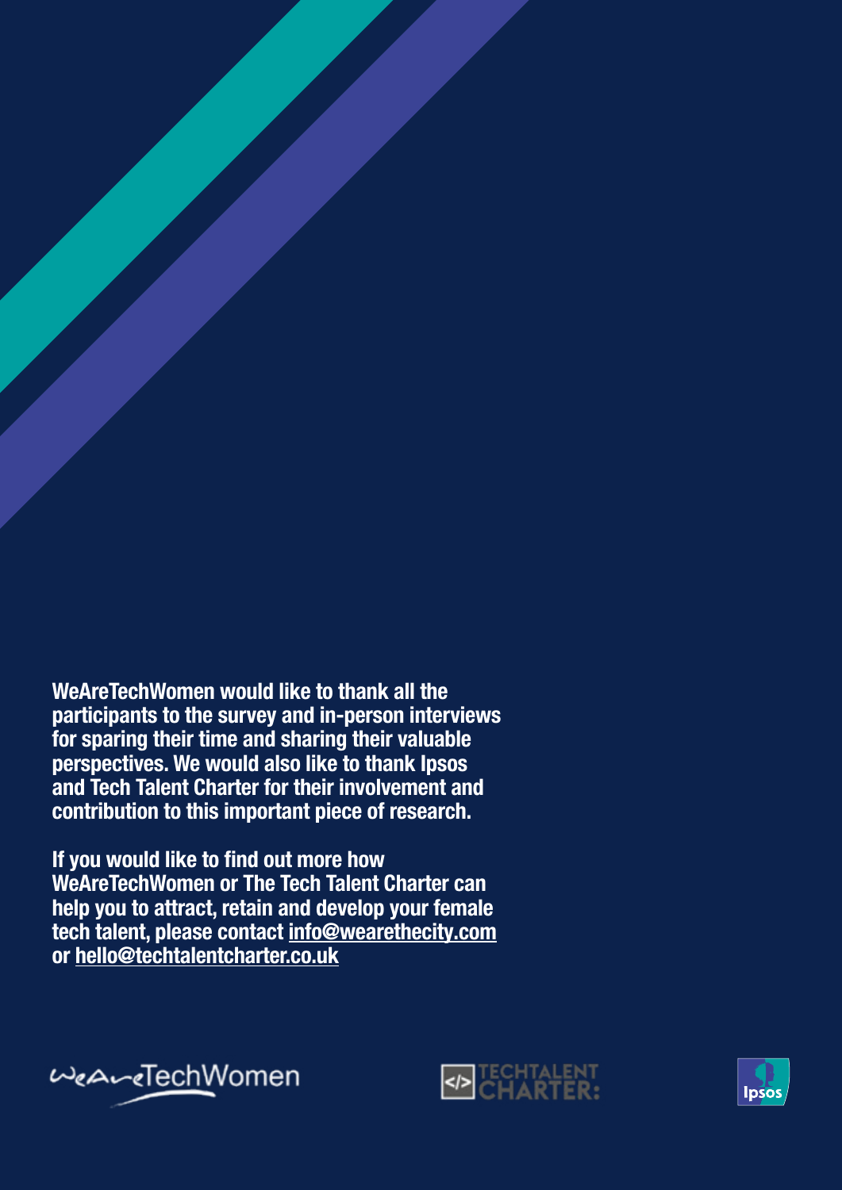**WeAreTechWomen would like to thank all the participants to the survey and in-person interviews for sparing their time and sharing their valuable perspectives. We would also like to thank Ipsos and Tech Talent Charter for their involvement and contribution to this important piece of research.**

**If you would like to find out more how WeAreTechWomen or The Tech Talent Charter can help you to attract, retain and develop your female tech talent, please contact info@wearethecity.com or hello@techtalentcharter.co.uk**

WeAreTechWomen

TECHTALENT CHARTER:

Ipsos